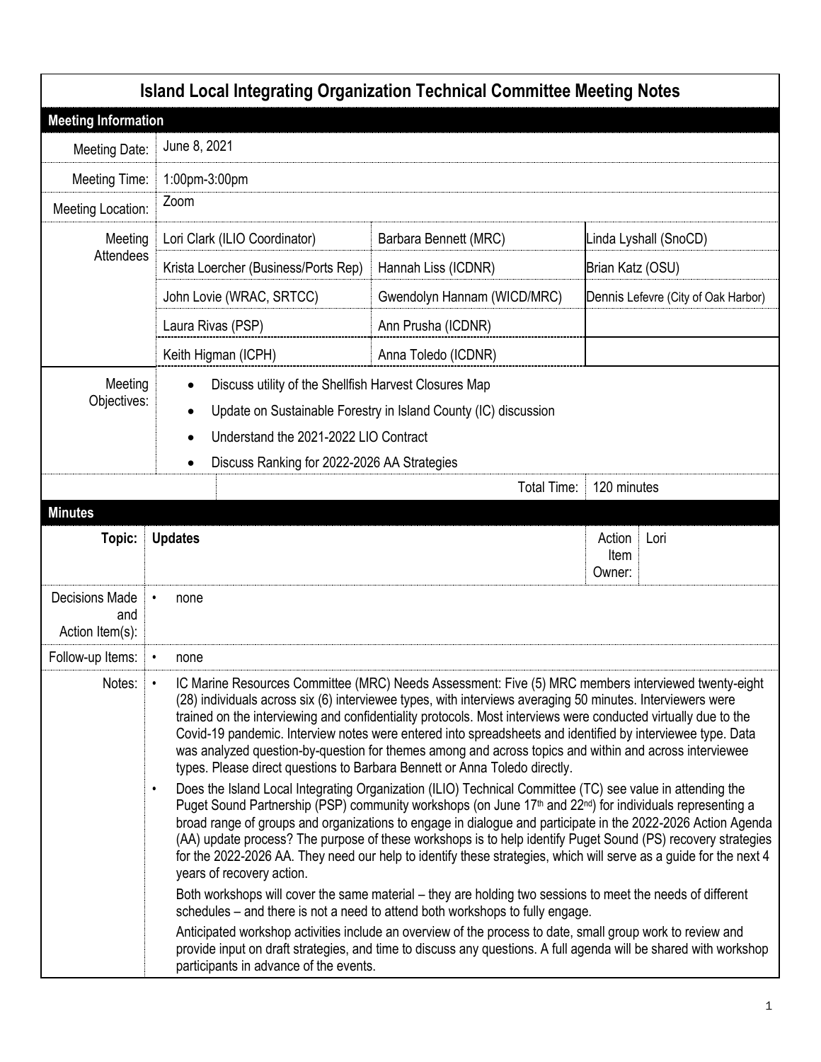# Island Local Integrating Organization Technical Committee Meeting Notes

## Meeting Information

| | | | |
|---|---|---|---|
| Meeting Date: | June 8, 2021 | | |
| Meeting Time: | 1:00pm-3:00pm | | |
| Meeting Location: | Zoom | | |
| Meeting Attendees | Lori Clark (ILIO Coordinator) | Barbara Bennett (MRC) | Linda Lyshall (SnoCD) |
| | Krista Loercher (Business/Ports Rep) | Hannah Liss (ICDNR) | Brian Katz (OSU) |
| | John Lovie (WRAC, SRTCC) | Gwendolyn Hannam (WICD/MRC) | Dennis Lefevre (City of Oak Harbor) |
| | Laura Rivas (PSP) | Ann Prusha (ICDNR) | |
| | Keith Higman (ICPH) | Anna Toledo (ICDNR) | |

**Meeting Objectives:**

- Discuss utility of the Shellfish Harvest Closures Map
- Update on Sustainable Forestry in Island County (IC) discussion
- Understand the 2021-2022 LIO Contract
- Discuss Ranking for 2022-2026 AA Strategies

Total Time: 120 minutes

## Minutes

**Topic:** Updates — **Action Item Owner:** Lori

**Decisions Made and Action Item(s):**
- none

**Follow-up Items:**
- none

**Notes:**

- IC Marine Resources Committee (MRC) Needs Assessment: Five (5) MRC members interviewed twenty-eight (28) individuals across six (6) interviewee types, with interviews averaging 50 minutes. Interviewers were trained on the interviewing and confidentiality protocols. Most interviews were conducted virtually due to the Covid-19 pandemic. Interview notes were entered into spreadsheets and identified by interviewee type. Data was analyzed question-by-question for themes among and across topics and within and across interviewee types. Please direct questions to Barbara Bennett or Anna Toledo directly.
- Does the Island Local Integrating Organization (ILIO) Technical Committee (TC) see value in attending the Puget Sound Partnership (PSP) community workshops (on June 17th and 22nd) for individuals representing a broad range of groups and organizations to engage in dialogue and participate in the 2022-2026 Action Agenda (AA) update process? The purpose of these workshops is to help identify Puget Sound (PS) recovery strategies for the 2022-2026 AA. They need our help to identify these strategies, which will serve as a guide for the next 4 years of recovery action.

  Both workshops will cover the same material – they are holding two sessions to meet the needs of different schedules – and there is not a need to attend both workshops to fully engage.

  Anticipated workshop activities include an overview of the process to date, small group work to review and provide input on draft strategies, and time to discuss any questions. A full agenda will be shared with workshop participants in advance of the events.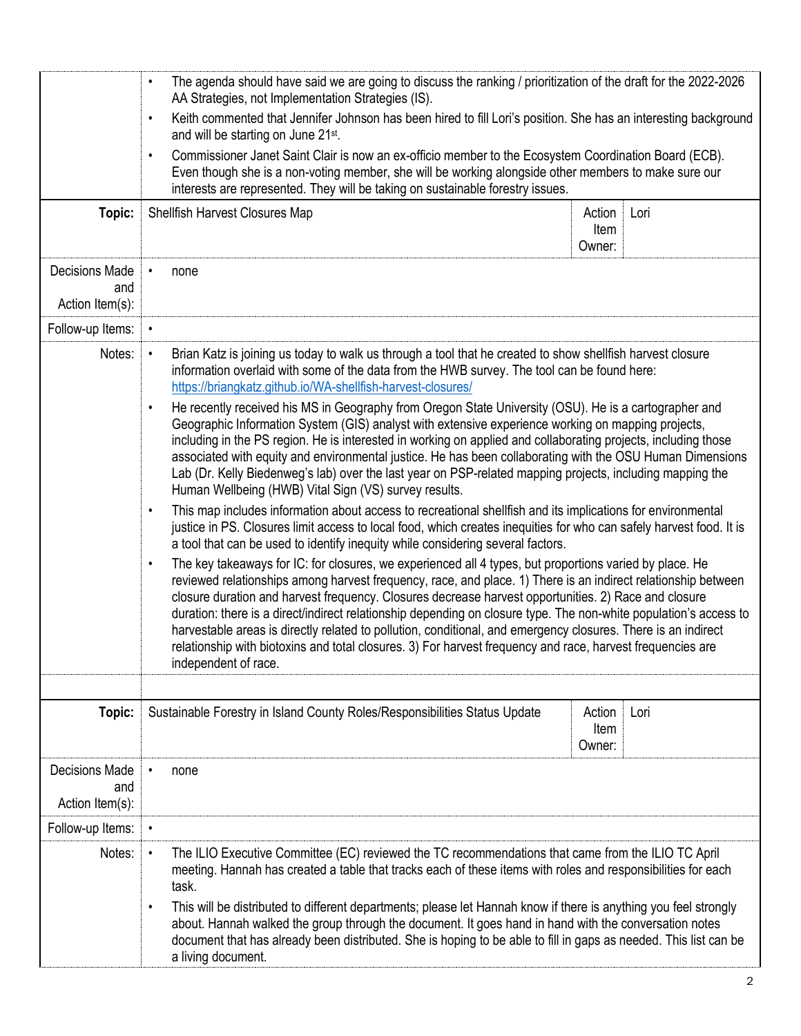| | |
|---|---|
| | • The agenda should have said we are going to discuss the ranking / prioritization of the draft for the 2022-2026 AA Strategies, not Implementation Strategies (IS).<br>• Keith commented that Jennifer Johnson has been hired to fill Lori's position. She has an interesting background and will be starting on June 21st.<br>• Commissioner Janet Saint Clair is now an ex-officio member to the Ecosystem Coordination Board (ECB). Even though she is a non-voting member, she will be working alongside other members to make sure our interests are represented. They will be taking on sustainable forestry issues. |

| | | | |
|---|---|---|---|
| **Topic:** | Shellfish Harvest Closures Map | Action Item Owner: | Lori |
| Decisions Made and Action Item(s): | • none | | |
| Follow-up Items: | • | | |
| Notes: | • Brian Katz is joining us today to walk us through a tool that he created to show shellfish harvest closure information overlaid with some of the data from the HWB survey. The tool can be found here: https://briangkatz.github.io/WA-shellfish-harvest-closures/<br>• He recently received his MS in Geography from Oregon State University (OSU). He is a cartographer and Geographic Information System (GIS) analyst with extensive experience working on mapping projects, including in the PS region. He is interested in working on applied and collaborating projects, including those associated with equity and environmental justice. He has been collaborating with the OSU Human Dimensions Lab (Dr. Kelly Biedenweg's lab) over the last year on PSP-related mapping projects, including mapping the Human Wellbeing (HWB) Vital Sign (VS) survey results.<br>• This map includes information about access to recreational shellfish and its implications for environmental justice in PS. Closures limit access to local food, which creates inequities for who can safely harvest food. It is a tool that can be used to identify inequity while considering several factors.<br>• The key takeaways for IC: for closures, we experienced all 4 types, but proportions varied by place. He reviewed relationships among harvest frequency, race, and place. 1) There is an indirect relationship between closure duration and harvest frequency. Closures decrease harvest opportunities. 2) Race and closure duration: there is a direct/indirect relationship depending on closure type. The non-white population's access to harvestable areas is directly related to pollution, conditional, and emergency closures. There is an indirect relationship with biotoxins and total closures. 3) For harvest frequency and race, harvest frequencies are independent of race. | | |
| | | | |

| | | | |
|---|---|---|---|
| **Topic:** | Sustainable Forestry in Island County Roles/Responsibilities Status Update | Action Item Owner: | Lori |
| Decisions Made and Action Item(s): | • none | | |
| Follow-up Items: | • | | |
| Notes: | • The ILIO Executive Committee (EC) reviewed the TC recommendations that came from the ILIO TC April meeting. Hannah has created a table that tracks each of these items with roles and responsibilities for each task.<br>• This will be distributed to different departments; please let Hannah know if there is anything you feel strongly about. Hannah walked the group through the document. It goes hand in hand with the conversation notes document that has already been distributed. She is hoping to be able to fill in gaps as needed. This list can be a living document. | | |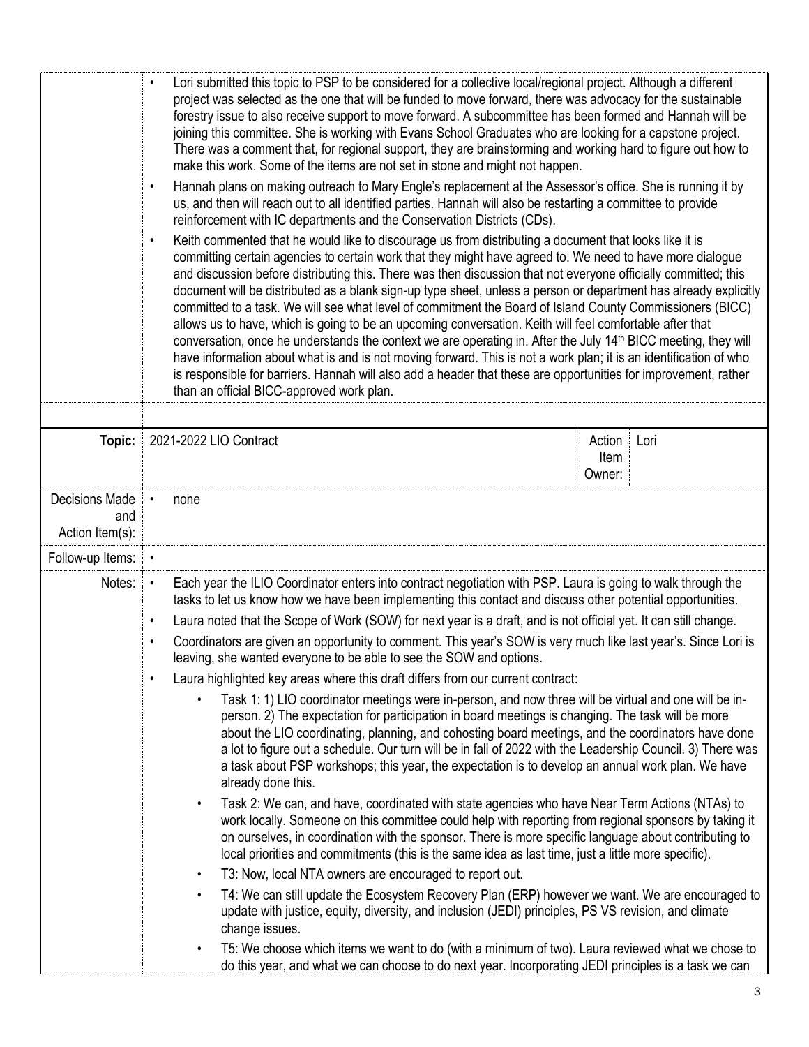| | |
|---|---|
| | • Lori submitted this topic to PSP to be considered for a collective local/regional project. Although a different project was selected as the one that will be funded to move forward, there was advocacy for the sustainable forestry issue to also receive support to move forward. A subcommittee has been formed and Hannah will be joining this committee. She is working with Evans School Graduates who are looking for a capstone project. There was a comment that, for regional support, they are brainstorming and working hard to figure out how to make this work. Some of the items are not set in stone and might not happen.<br>• Hannah plans on making outreach to Mary Engle's replacement at the Assessor's office. She is running it by us, and then will reach out to all identified parties. Hannah will also be restarting a committee to provide reinforcement with IC departments and the Conservation Districts (CDs).<br>• Keith commented that he would like to discourage us from distributing a document that looks like it is committing certain agencies to certain work that they might have agreed to. We need to have more dialogue and discussion before distributing this. There was then discussion that not everyone officially committed; this document will be distributed as a blank sign-up type sheet, unless a person or department has already explicitly committed to a task. We will see what level of commitment the Board of Island County Commissioners (BICC) allows us to have, which is going to be an upcoming conversation. Keith will feel comfortable after that conversation, once he understands the context we are operating in. After the July 14th BICC meeting, they will have information about what is and is not moving forward. This is not a work plan; it is an identification of who is responsible for barriers. Hannah will also add a header that these are opportunities for improvement, rather than an official BICC-approved work plan. |
| | |

| **Topic:** | 2021-2022 LIO Contract | Action Item Owner: | Lori |
|---|---|---|---|
| Decisions Made and Action Item(s): | • none | | |
| Follow-up Items: | • | | |
| Notes: | • Each year the ILIO Coordinator enters into contract negotiation with PSP. Laura is going to walk through the tasks to let us know how we have been implementing this contact and discuss other potential opportunities.<br>• Laura noted that the Scope of Work (SOW) for next year is a draft, and is not official yet. It can still change.<br>• Coordinators are given an opportunity to comment. This year's SOW is very much like last year's. Since Lori is leaving, she wanted everyone to be able to see the SOW and options.<br>• Laura highlighted key areas where this draft differs from our current contract:<br>&nbsp;&nbsp;&nbsp;&nbsp;• Task 1: 1) LIO coordinator meetings were in-person, and now three will be virtual and one will be in-person. 2) The expectation for participation in board meetings is changing. The task will be more about the LIO coordinating, planning, and cohosting board meetings, and the coordinators have done a lot to figure out a schedule. Our turn will be in fall of 2022 with the Leadership Council. 3) There was a task about PSP workshops; this year, the expectation is to develop an annual work plan. We have already done this.<br>&nbsp;&nbsp;&nbsp;&nbsp;• Task 2: We can, and have, coordinated with state agencies who have Near Term Actions (NTAs) to work locally. Someone on this committee could help with reporting from regional sponsors by taking it on ourselves, in coordination with the sponsor. There is more specific language about contributing to local priorities and commitments (this is the same idea as last time, just a little more specific).<br>&nbsp;&nbsp;&nbsp;&nbsp;• T3: Now, local NTA owners are encouraged to report out.<br>&nbsp;&nbsp;&nbsp;&nbsp;• T4: We can still update the Ecosystem Recovery Plan (ERP) however we want. We are encouraged to update with justice, equity, diversity, and inclusion (JEDI) principles, PS VS revision, and climate change issues.<br>&nbsp;&nbsp;&nbsp;&nbsp;• T5: We choose which items we want to do (with a minimum of two). Laura reviewed what we chose to do this year, and what we can choose to do next year. Incorporating JEDI principles is a task we can | | |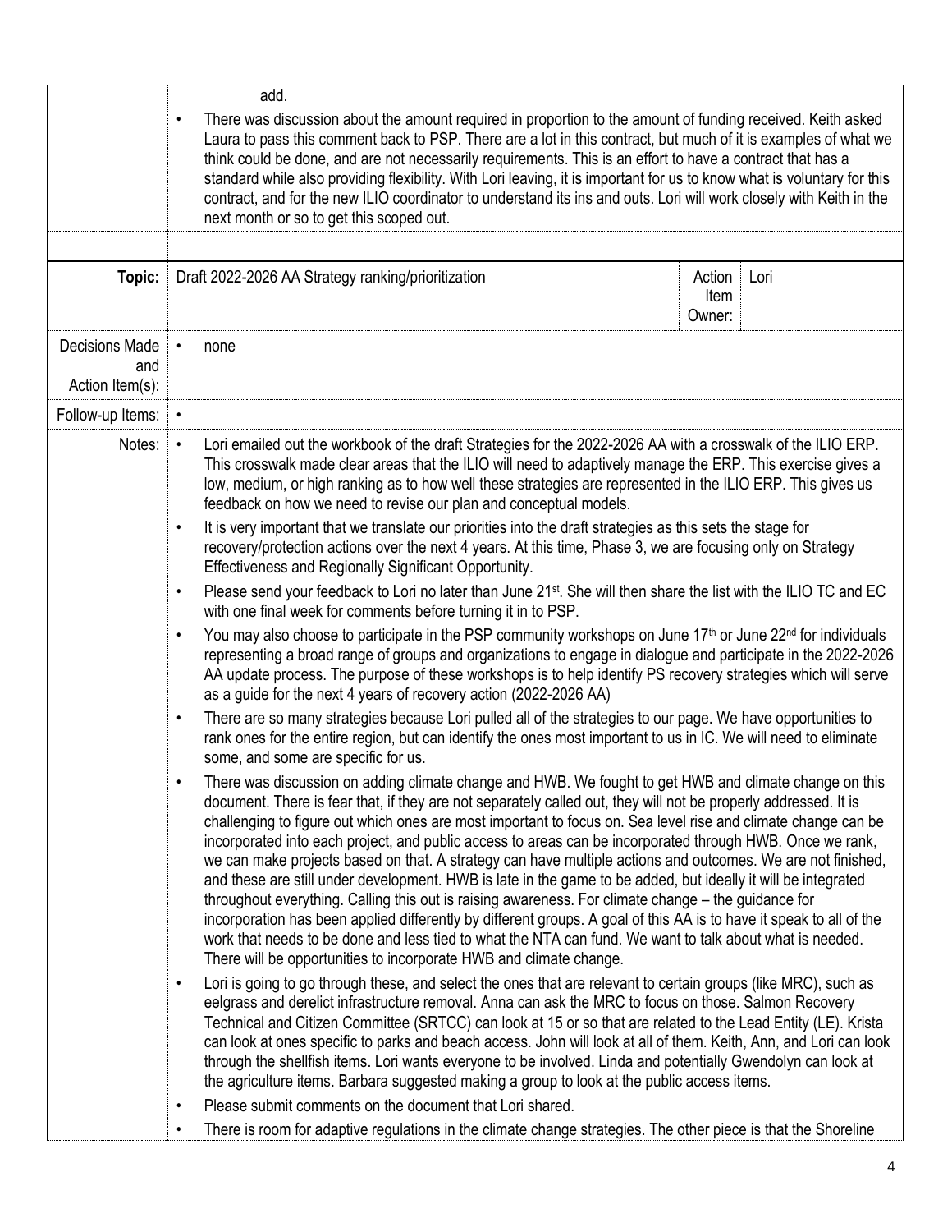| | |
|---|---|
| | add.<br>• There was discussion about the amount required in proportion to the amount of funding received. Keith asked Laura to pass this comment back to PSP. There are a lot in this contract, but much of it is examples of what we think could be done, and are not necessarily requirements. This is an effort to have a contract that has a standard while also providing flexibility. With Lori leaving, it is important for us to know what is voluntary for this contract, and for the new ILIO coordinator to understand its ins and outs. Lori will work closely with Keith in the next month or so to get this scoped out. |
| | |

| **Topic:** | Draft 2022-2026 AA Strategy ranking/prioritization | Action Item Owner: | Lori |
|---|---|---|---|
| Decisions Made and Action Item(s): | • none | | |
| Follow-up Items: | • | | |
| Notes: | • Lori emailed out the workbook of the draft Strategies for the 2022-2026 AA with a crosswalk of the ILIO ERP. This crosswalk made clear areas that the ILIO will need to adaptively manage the ERP. This exercise gives a low, medium, or high ranking as to how well these strategies are represented in the ILIO ERP. This gives us feedback on how we need to revise our plan and conceptual models.<br>• It is very important that we translate our priorities into the draft strategies as this sets the stage for recovery/protection actions over the next 4 years. At this time, Phase 3, we are focusing only on Strategy Effectiveness and Regionally Significant Opportunity.<br>• Please send your feedback to Lori no later than June 21st. She will then share the list with the ILIO TC and EC with one final week for comments before turning it in to PSP.<br>• You may also choose to participate in the PSP community workshops on June 17th or June 22nd for individuals representing a broad range of groups and organizations to engage in dialogue and participate in the 2022-2026 AA update process. The purpose of these workshops is to help identify PS recovery strategies which will serve as a guide for the next 4 years of recovery action (2022-2026 AA)<br>• There are so many strategies because Lori pulled all of the strategies to our page. We have opportunities to rank ones for the entire region, but can identify the ones most important to us in IC. We will need to eliminate some, and some are specific for us.<br>• There was discussion on adding climate change and HWB. We fought to get HWB and climate change on this document. There is fear that, if they are not separately called out, they will not be properly addressed. It is challenging to figure out which ones are most important to focus on. Sea level rise and climate change can be incorporated into each project, and public access to areas can be incorporated through HWB. Once we rank, we can make projects based on that. A strategy can have multiple actions and outcomes. We are not finished, and these are still under development. HWB is late in the game to be added, but ideally it will be integrated throughout everything. Calling this out is raising awareness. For climate change – the guidance for incorporation has been applied differently by different groups. A goal of this AA is to have it speak to all of the work that needs to be done and less tied to what the NTA can fund. We want to talk about what is needed. There will be opportunities to incorporate HWB and climate change.<br>• Lori is going to go through these, and select the ones that are relevant to certain groups (like MRC), such as eelgrass and derelict infrastructure removal. Anna can ask the MRC to focus on those. Salmon Recovery Technical and Citizen Committee (SRTCC) can look at 15 or so that are related to the Lead Entity (LE). Krista can look at ones specific to parks and beach access. John will look at all of them. Keith, Ann, and Lori can look through the shellfish items. Lori wants everyone to be involved. Linda and potentially Gwendolyn can look at the agriculture items. Barbara suggested making a group to look at the public access items.<br>• Please submit comments on the document that Lori shared.<br>• There is room for adaptive regulations in the climate change strategies. The other piece is that the Shoreline | | |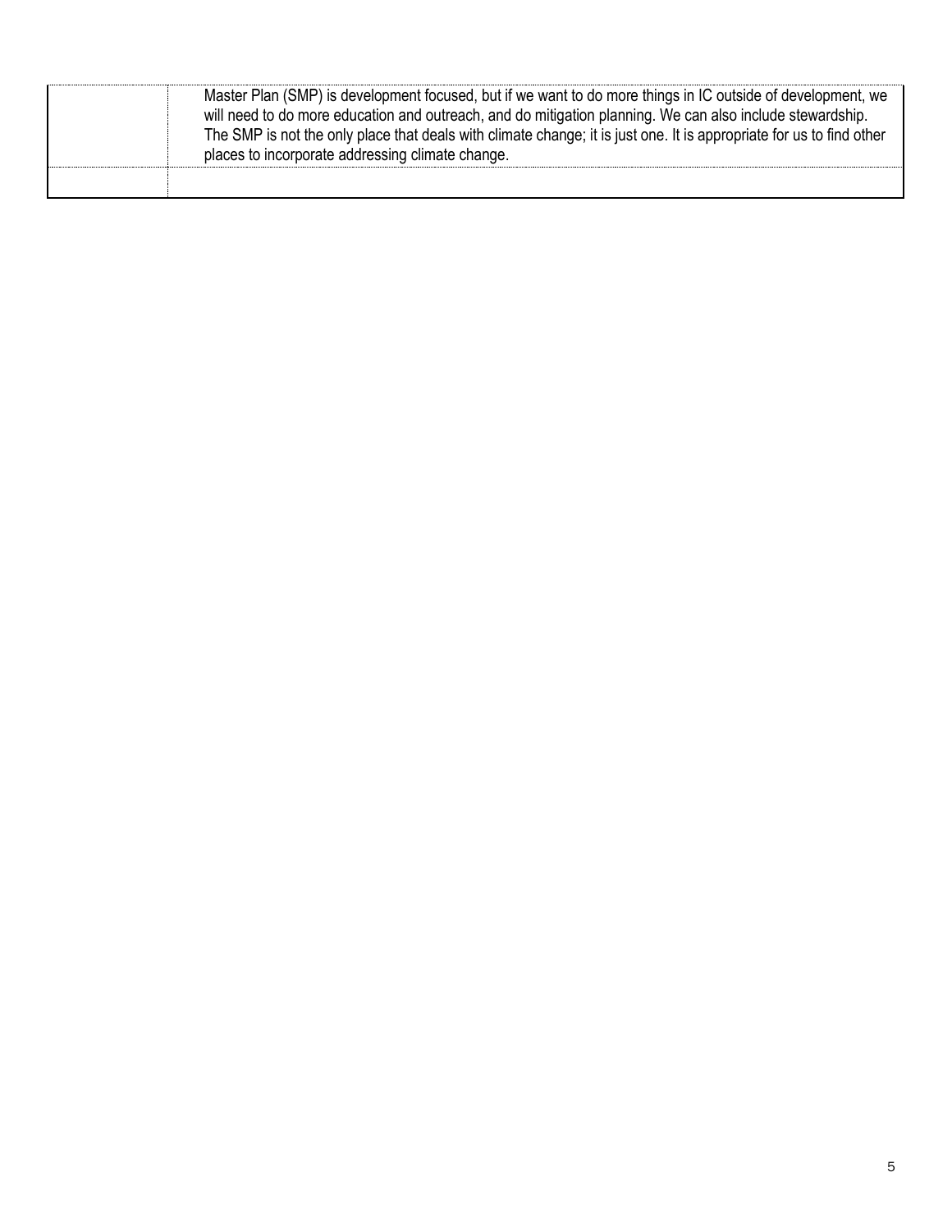| | |
|---|---|
| | Master Plan (SMP) is development focused, but if we want to do more things in IC outside of development, we will need to do more education and outreach, and do mitigation planning. We can also include stewardship. The SMP is not the only place that deals with climate change; it is just one. It is appropriate for us to find other places to incorporate addressing climate change. |
| | |